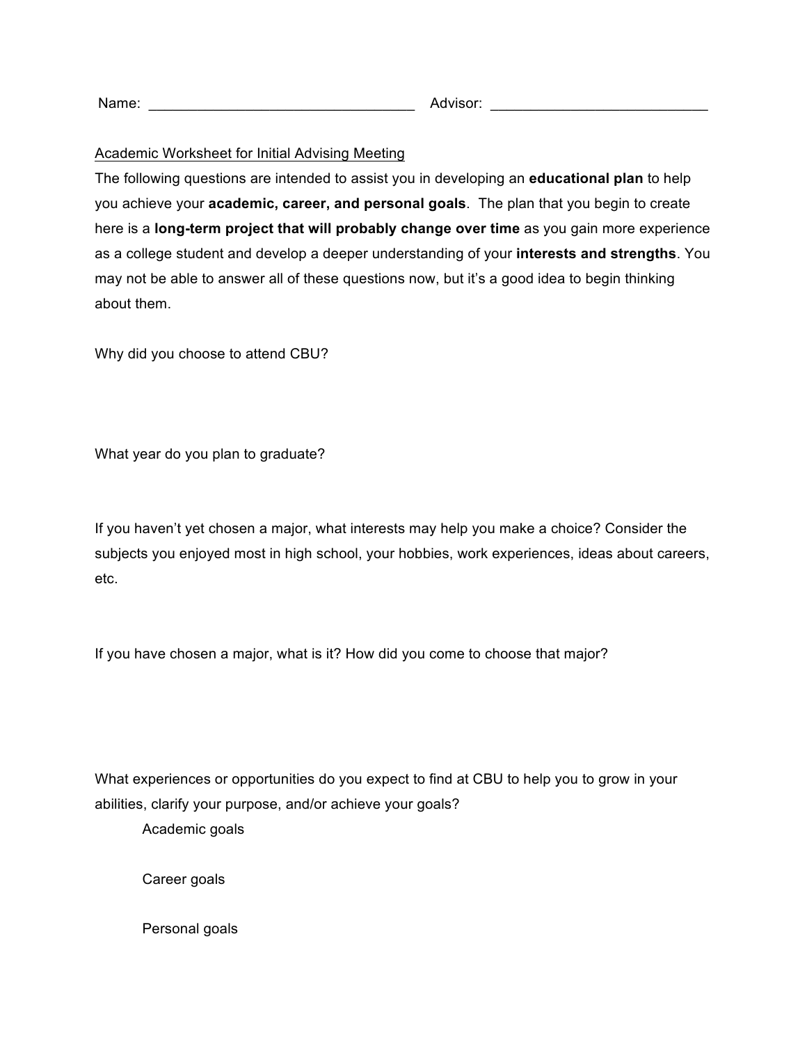Name: _________________________________ Advisor: ___________________________

Academic Worksheet for Initial Advising Meeting

The following questions are intended to assist you in developing an **educational plan** to help you achieve your **academic, career, and personal goals**. The plan that you begin to create here is a **long-term project that will probably change over time** as you gain more experience as a college student and develop a deeper understanding of your **interests and strengths**. You may not be able to answer all of these questions now, but it's a good idea to begin thinking about them.

Why did you choose to attend CBU?

What year do you plan to graduate?

If you haven't yet chosen a major, what interests may help you make a choice? Consider the subjects you enjoyed most in high school, your hobbies, work experiences, ideas about careers, etc.

If you have chosen a major, what is it? How did you come to choose that major?

What experiences or opportunities do you expect to find at CBU to help you to grow in your abilities, clarify your purpose, and/or achieve your goals?

Academic goals

Career goals

Personal goals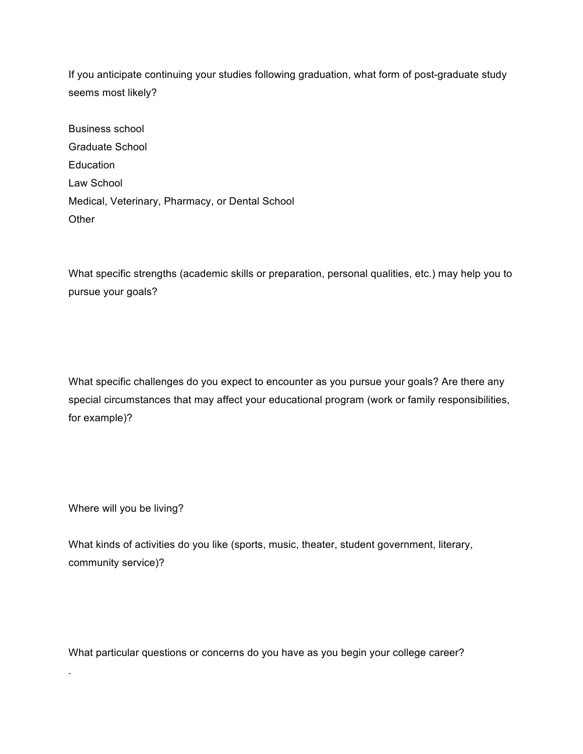If you anticipate continuing your studies following graduation, what form of post-graduate study seems most likely?

Business school
Graduate School
Education
Law School
Medical, Veterinary, Pharmacy, or Dental School
Other

What specific strengths (academic skills or preparation, personal qualities, etc.) may help you to pursue your goals?

What specific challenges do you expect to encounter as you pursue your goals? Are there any special circumstances that may affect your educational program (work or family responsibilities, for example)?

Where will you be living?

What kinds of activities do you like (sports, music, theater, student government, literary, community service)?

What particular questions or concerns do you have as you begin your college career?

.